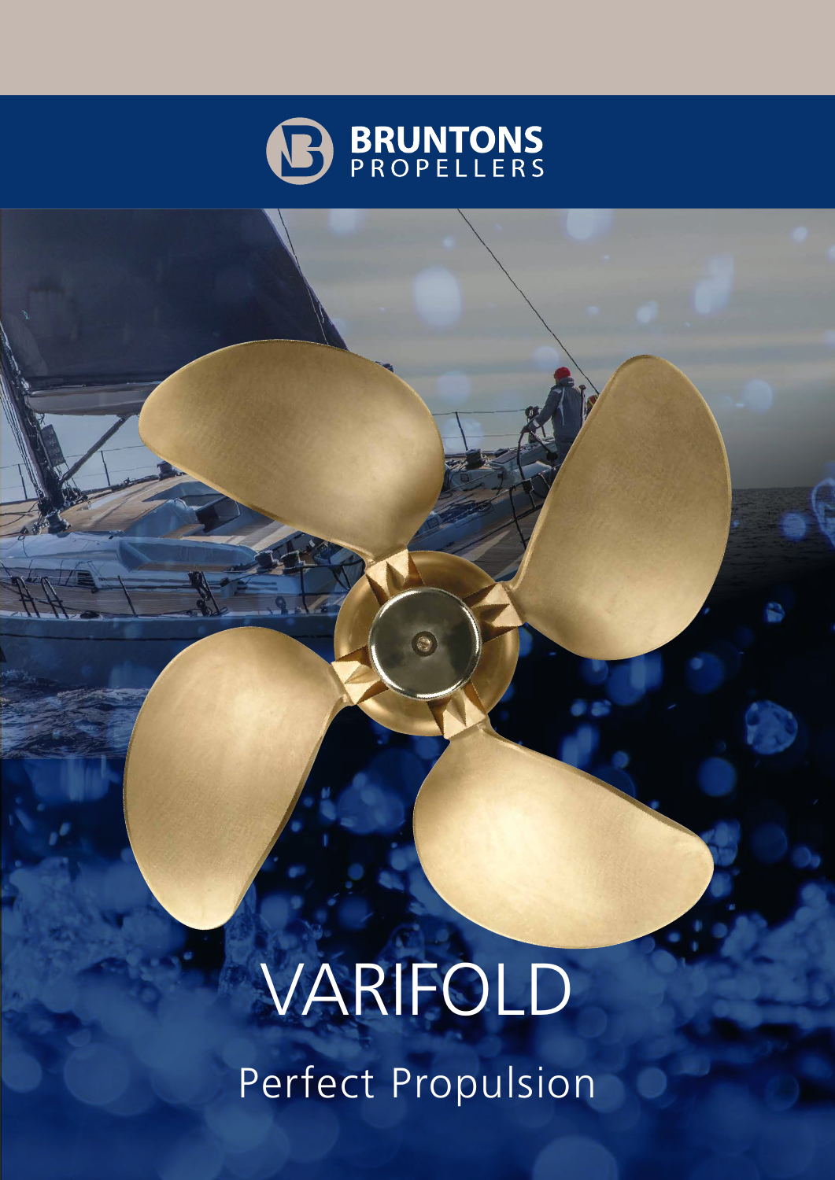BRUNTONS
PROPELLERS

# VARIFOLD

## Perfect Propulsion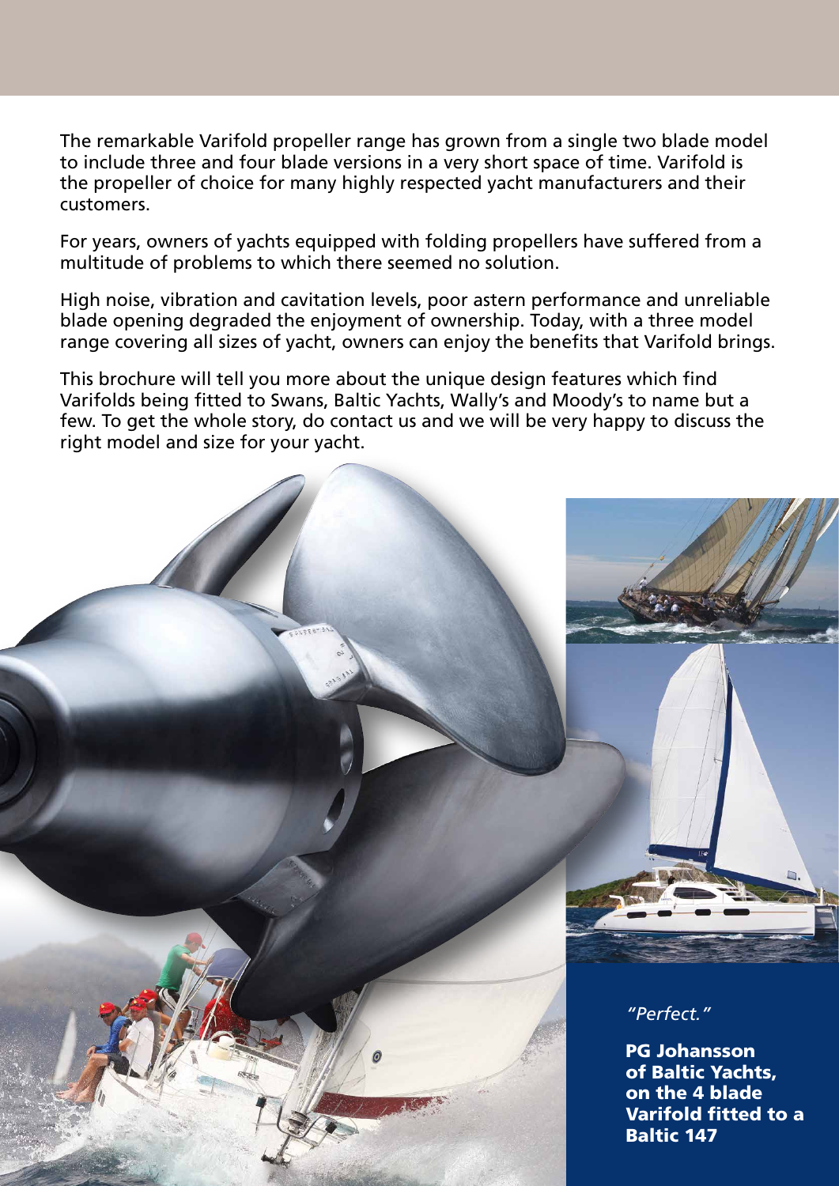The remarkable Varifold propeller range has grown from a single two blade model to include three and four blade versions in a very short space of time. Varifold is the propeller of choice for many highly respected yacht manufacturers and their customers.

For years, owners of yachts equipped with folding propellers have suffered from a multitude of problems to which there seemed no solution.

High noise, vibration and cavitation levels, poor astern performance and unreliable blade opening degraded the enjoyment of ownership. Today, with a three model range covering all sizes of yacht, owners can enjoy the benefits that Varifold brings.

This brochure will tell you more about the unique design features which find Varifolds being fitted to Swans, Baltic Yachts, Wally's and Moody's to name but a few. To get the whole story, do contact us and we will be very happy to discuss the right model and size for your yacht.

*"Perfect."*

**PG Johansson of Baltic Yachts, on the 4 blade Varifold fitted to a Baltic 147**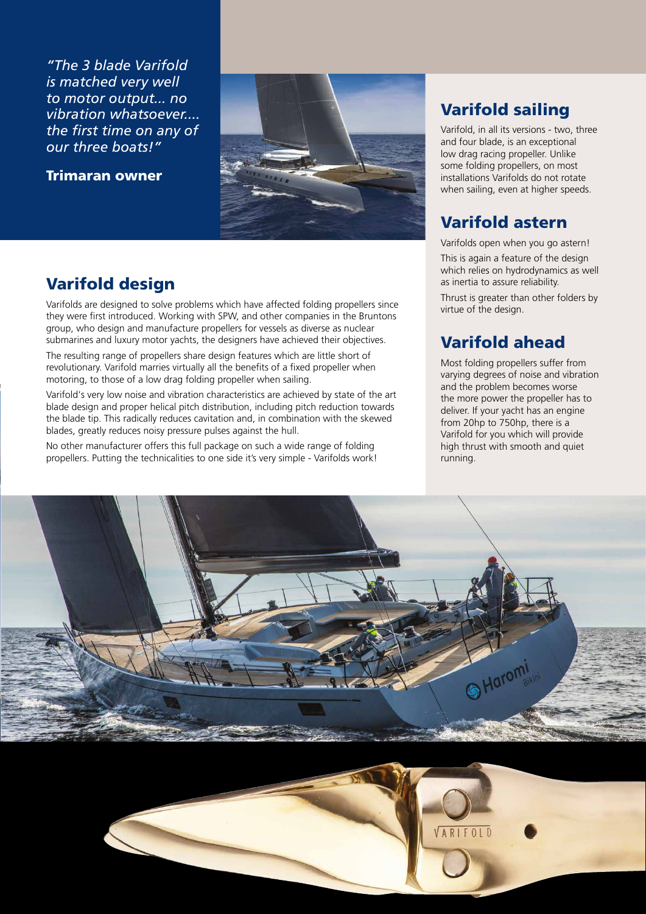*"The 3 blade Varifold is matched very well to motor output... no vibration whatsoever.... the first time on any of our three boats!"*

**Trimaran owner**

## Varifold design

Varifolds are designed to solve problems which have affected folding propellers since they were first introduced. Working with SPW, and other companies in the Bruntons group, who design and manufacture propellers for vessels as diverse as nuclear submarines and luxury motor yachts, the designers have achieved their objectives.

The resulting range of propellers share design features which are little short of revolutionary. Varifold marries virtually all the benefits of a fixed propeller when motoring, to those of a low drag folding propeller when sailing.

Varifold's very low noise and vibration characteristics are achieved by state of the art blade design and proper helical pitch distribution, including pitch reduction towards the blade tip. This radically reduces cavitation and, in combination with the skewed blades, greatly reduces noisy pressure pulses against the hull.

No other manufacturer offers this full package on such a wide range of folding propellers. Putting the technicalities to one side it's very simple - Varifolds work!

## Varifold sailing

Varifold, in all its versions - two, three and four blade, is an exceptional low drag racing propeller. Unlike some folding propellers, on most installations Varifolds do not rotate when sailing, even at higher speeds.

## Varifold astern

Varifolds open when you go astern!

This is again a feature of the design which relies on hydrodynamics as well as inertia to assure reliability.

Thrust is greater than other folders by virtue of the design.

## Varifold ahead

Most folding propellers suffer from varying degrees of noise and vibration and the problem becomes worse the more power the propeller has to deliver. If your yacht has an engine from 20hp to 750hp, there is a Varifold for you which will provide high thrust with smooth and quiet running.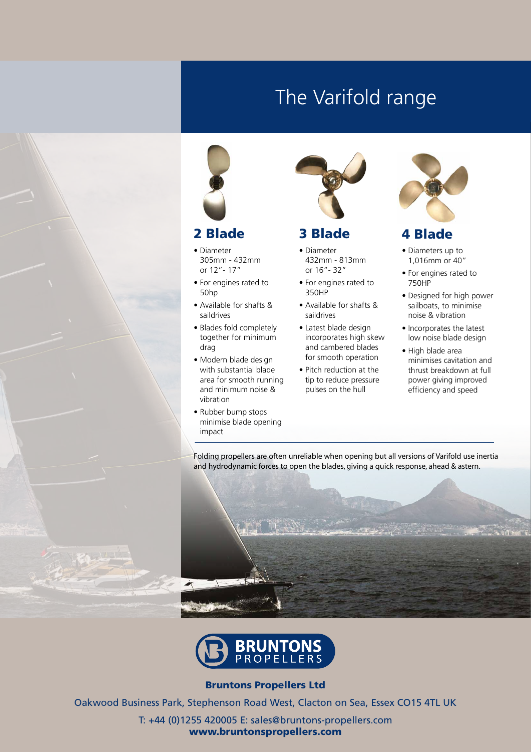# The Varifold range

## 2 Blade

- Diameter 305mm - 432mm or 12"- 17"
- For engines rated to 50hp
- Available for shafts & saildrives
- Blades fold completely together for minimum drag
- Modern blade design with substantial blade area for smooth running and minimum noise & vibration
- Rubber bump stops minimise blade opening impact

## 3 Blade

- Diameter 432mm - 813mm or 16"- 32"
- For engines rated to 350HP
- Available for shafts & saildrives
- Latest blade design incorporates high skew and cambered blades for smooth operation
- Pitch reduction at the tip to reduce pressure pulses on the hull

## 4 Blade

- Diameters up to 1,016mm or 40"
- For engines rated to 750HP
- Designed for high power sailboats, to minimise noise & vibration
- Incorporates the latest low noise blade design
- High blade area minimises cavitation and thrust breakdown at full power giving improved efficiency and speed

Folding propellers are often unreliable when opening but all versions of Varifold use inertia and hydrodynamic forces to open the blades, giving a quick response, ahead & astern.

BRUNTONS PROPELLERS

**Bruntons Propellers Ltd**

Oakwood Business Park, Stephenson Road West, Clacton on Sea, Essex CO15 4TL UK

T: +44 (0)1255 420005 E: sales@bruntons-propellers.com

**www.bruntonspropellers.com**